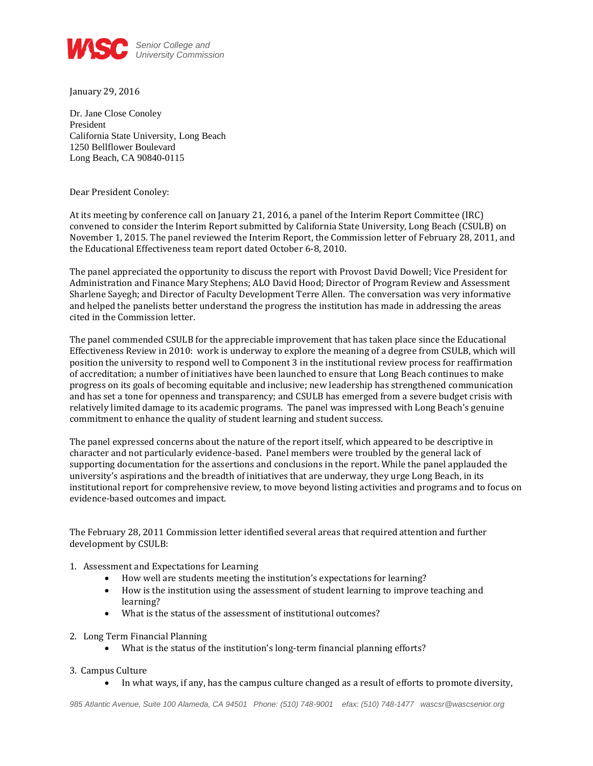WASC Senior College and University Commission

January 29, 2016

Dr. Jane Close Conoley
President
California State University, Long Beach
1250 Bellflower Boulevard
Long Beach, CA 90840-0115

Dear President Conoley:

At its meeting by conference call on January 21, 2016, a panel of the Interim Report Committee (IRC) convened to consider the Interim Report submitted by California State University, Long Beach (CSULB) on November 1, 2015. The panel reviewed the Interim Report, the Commission letter of February 28, 2011, and the Educational Effectiveness team report dated October 6-8, 2010.

The panel appreciated the opportunity to discuss the report with Provost David Dowell; Vice President for Administration and Finance Mary Stephens; ALO David Hood; Director of Program Review and Assessment Sharlene Sayegh; and Director of Faculty Development Terre Allen. The conversation was very informative and helped the panelists better understand the progress the institution has made in addressing the areas cited in the Commission letter.

The panel commended CSULB for the appreciable improvement that has taken place since the Educational Effectiveness Review in 2010: work is underway to explore the meaning of a degree from CSULB, which will position the university to respond well to Component 3 in the institutional review process for reaffirmation of accreditation; a number of initiatives have been launched to ensure that Long Beach continues to make progress on its goals of becoming equitable and inclusive; new leadership has strengthened communication and has set a tone for openness and transparency; and CSULB has emerged from a severe budget crisis with relatively limited damage to its academic programs. The panel was impressed with Long Beach's genuine commitment to enhance the quality of student learning and student success.

The panel expressed concerns about the nature of the report itself, which appeared to be descriptive in character and not particularly evidence-based. Panel members were troubled by the general lack of supporting documentation for the assertions and conclusions in the report. While the panel applauded the university's aspirations and the breadth of initiatives that are underway, they urge Long Beach, in its institutional report for comprehensive review, to move beyond listing activities and programs and to focus on evidence-based outcomes and impact.

The February 28, 2011 Commission letter identified several areas that required attention and further development by CSULB:

1. Assessment and Expectations for Learning
   - How well are students meeting the institution's expectations for learning?
   - How is the institution using the assessment of student learning to improve teaching and learning?
   - What is the status of the assessment of institutional outcomes?

2. Long Term Financial Planning
   - What is the status of the institution's long-term financial planning efforts?

3. Campus Culture
   - In what ways, if any, has the campus culture changed as a result of efforts to promote diversity,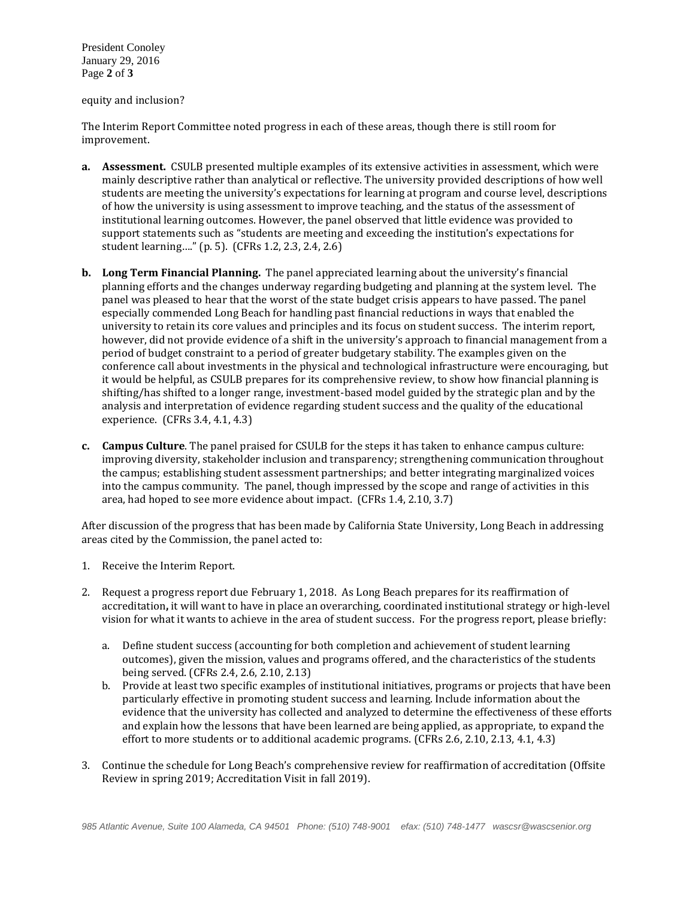equity and inclusion?

The Interim Report Committee noted progress in each of these areas, though there is still room for improvement.

- **a. Assessment.** CSULB presented multiple examples of its extensive activities in assessment, which were mainly descriptive rather than analytical or reflective. The university provided descriptions of how well students are meeting the university's expectations for learning at program and course level, descriptions of how the university is using assessment to improve teaching, and the status of the assessment of institutional learning outcomes. However, the panel observed that little evidence was provided to support statements such as "students are meeting and exceeding the institution's expectations for student learning…." (p. 5). (CFRs 1.2, 2.3, 2.4, 2.6)

- **b. Long Term Financial Planning.** The panel appreciated learning about the university's financial planning efforts and the changes underway regarding budgeting and planning at the system level. The panel was pleased to hear that the worst of the state budget crisis appears to have passed. The panel especially commended Long Beach for handling past financial reductions in ways that enabled the university to retain its core values and principles and its focus on student success. The interim report, however, did not provide evidence of a shift in the university's approach to financial management from a period of budget constraint to a period of greater budgetary stability. The examples given on the conference call about investments in the physical and technological infrastructure were encouraging, but it would be helpful, as CSULB prepares for its comprehensive review, to show how financial planning is shifting/has shifted to a longer range, investment-based model guided by the strategic plan and by the analysis and interpretation of evidence regarding student success and the quality of the educational experience. (CFRs 3.4, 4.1, 4.3)

- **c. Campus Culture**. The panel praised for CSULB for the steps it has taken to enhance campus culture: improving diversity, stakeholder inclusion and transparency; strengthening communication throughout the campus; establishing student assessment partnerships; and better integrating marginalized voices into the campus community. The panel, though impressed by the scope and range of activities in this area, had hoped to see more evidence about impact. (CFRs 1.4, 2.10, 3.7)

After discussion of the progress that has been made by California State University, Long Beach in addressing areas cited by the Commission, the panel acted to:

1. Receive the Interim Report.

2. Request a progress report due February 1, 2018. As Long Beach prepares for its reaffirmation of accreditation**,** it will want to have in place an overarching, coordinated institutional strategy or high-level vision for what it wants to achieve in the area of student success. For the progress report, please briefly:

   a. Define student success (accounting for both completion and achievement of student learning outcomes), given the mission, values and programs offered, and the characteristics of the students being served. (CFRs 2.4, 2.6, 2.10, 2.13)

   b. Provide at least two specific examples of institutional initiatives, programs or projects that have been particularly effective in promoting student success and learning. Include information about the evidence that the university has collected and analyzed to determine the effectiveness of these efforts and explain how the lessons that have been learned are being applied, as appropriate, to expand the effort to more students or to additional academic programs. (CFRs 2.6, 2.10, 2.13, 4.1, 4.3)

3. Continue the schedule for Long Beach's comprehensive review for reaffirmation of accreditation (Offsite Review in spring 2019; Accreditation Visit in fall 2019).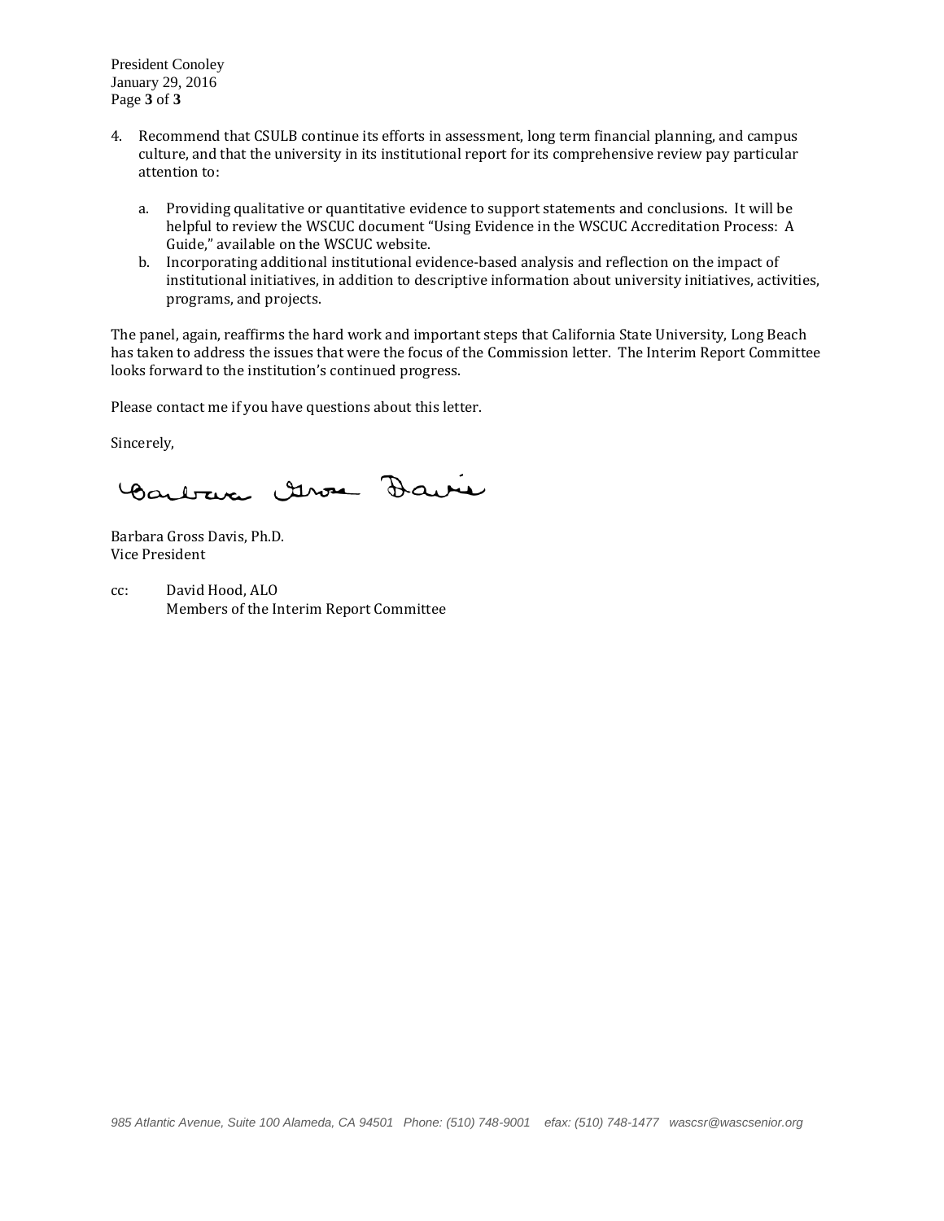4. Recommend that CSULB continue its efforts in assessment, long term financial planning, and campus culture, and that the university in its institutional report for its comprehensive review pay particular attention to:

   a. Providing qualitative or quantitative evidence to support statements and conclusions. It will be helpful to review the WSCUC document "Using Evidence in the WSCUC Accreditation Process: A Guide," available on the WSCUC website.
   b. Incorporating additional institutional evidence-based analysis and reflection on the impact of institutional initiatives, in addition to descriptive information about university initiatives, activities, programs, and projects.

The panel, again, reaffirms the hard work and important steps that California State University, Long Beach has taken to address the issues that were the focus of the Commission letter. The Interim Report Committee looks forward to the institution's continued progress.

Please contact me if you have questions about this letter.

Sincerely,

Barbara Gross Davis

Barbara Gross Davis, Ph.D.
Vice President

cc: David Hood, ALO
Members of the Interim Report Committee